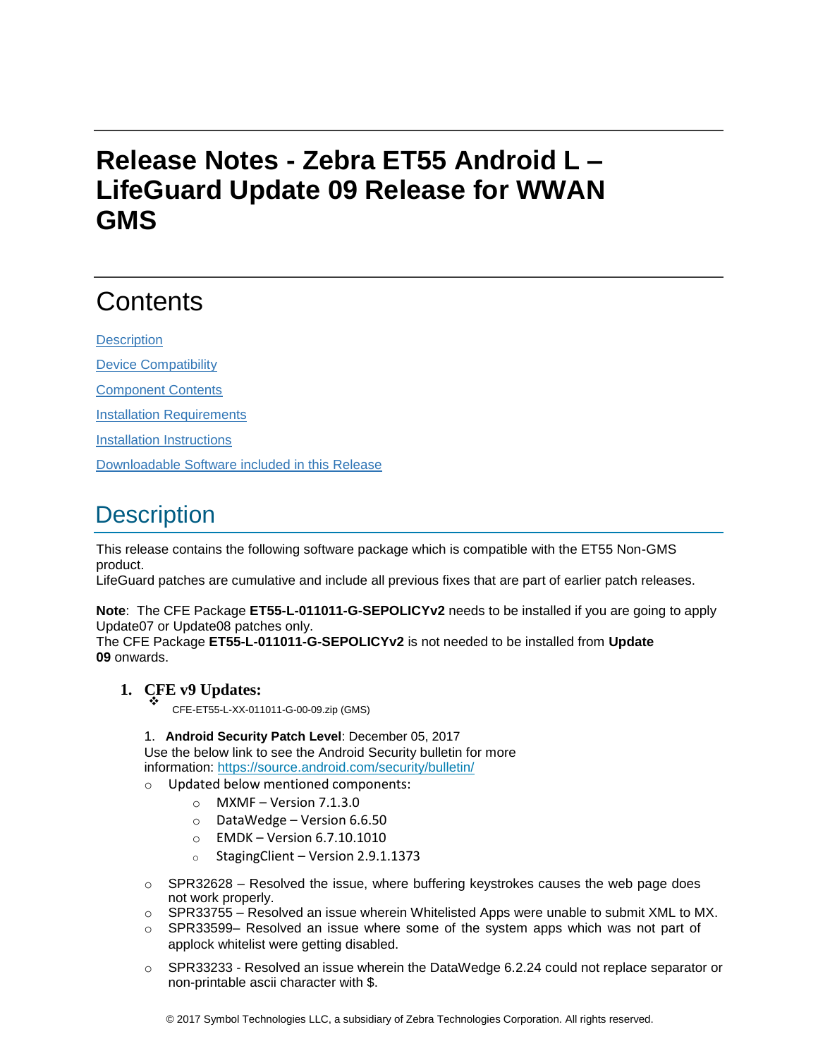# Release Notes - Zebra ET55 Android L – LifeGuard Update 09 Release for WWAN GMS

## Contents

[Description](#description)

[Device Compatibility](#device-compatibility)

[Component Contents](#component-contents)

[Installation Requirements](#installation-requirements)

[Installation Instructions](#installation-instructions)

[Downloadable Software included in this Release](#downloadable-software-included-in-this-release)

## Description

This release contains the following software package which is compatible with the ET55 Non-GMS product.
LifeGuard patches are cumulative and include all previous fixes that are part of earlier patch releases.

**Note**: The CFE Package **ET55-L-011011-G-SEPOLICYv2** needs to be installed if you are going to apply Update07 or Update08 patches only.
The CFE Package **ET55-L-011011-G-SEPOLICYv2** is not needed to be installed from **Update 09** onwards.

1. **CFE v9 Updates:**
   - CFE-ET55-L-XX-011011-G-00-09.zip (GMS)

   1. **Android Security Patch Level**: December 05, 2017
   Use the below link to see the Android Security bulletin for more information: https://source.android.com/security/bulletin/
   - Updated below mentioned components:
     - MXMF – Version 7.1.3.0
     - DataWedge – Version 6.6.50
     - EMDK – Version 6.7.10.1010
     - StagingClient – Version 2.9.1.1373
   - SPR32628 – Resolved the issue, where buffering keystrokes causes the web page does not work properly.
   - SPR33755 – Resolved an issue wherein Whitelisted Apps were unable to submit XML to MX.
   - SPR33599– Resolved an issue where some of the system apps which was not part of applock whitelist were getting disabled.
   - SPR33233 - Resolved an issue wherein the DataWedge 6.2.24 could not replace separator or non-printable ascii character with $.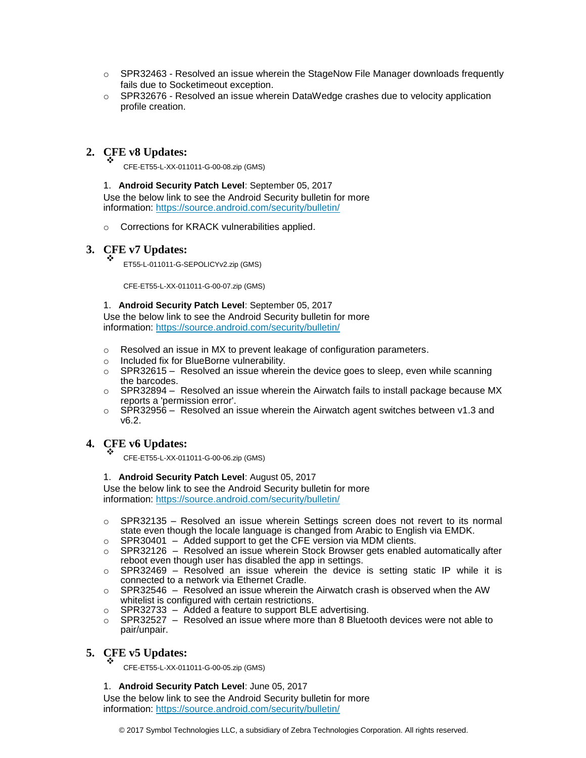- SPR32463 - Resolved an issue wherein the StageNow File Manager downloads frequently fails due to Socketimeout exception.
- SPR32676 - Resolved an issue wherein DataWedge crashes due to velocity application profile creation.

## 2. CFE v8 Updates:

- CFE-ET55-L-XX-011011-G-00-08.zip (GMS)

1. **Android Security Patch Level**: September 05, 2017

Use the below link to see the Android Security bulletin for more information: https://source.android.com/security/bulletin/

- Corrections for KRACK vulnerabilities applied.

## 3. CFE v7 Updates:

- ET55-L-011011-G-SEPOLICYv2.zip (GMS)

  CFE-ET55-L-XX-011011-G-00-07.zip (GMS)

1. **Android Security Patch Level**: September 05, 2017

Use the below link to see the Android Security bulletin for more information: https://source.android.com/security/bulletin/

- Resolved an issue in MX to prevent leakage of configuration parameters.
- Included fix for BlueBorne vulnerability.
- SPR32615 – Resolved an issue wherein the device goes to sleep, even while scanning the barcodes.
- SPR32894 – Resolved an issue wherein the Airwatch fails to install package because MX reports a 'permission error'.
- SPR32956 – Resolved an issue wherein the Airwatch agent switches between v1.3 and v6.2.

## 4. CFE v6 Updates:

- CFE-ET55-L-XX-011011-G-00-06.zip (GMS)

1. **Android Security Patch Level**: August 05, 2017

Use the below link to see the Android Security bulletin for more information: https://source.android.com/security/bulletin/

- SPR32135 – Resolved an issue wherein Settings screen does not revert to its normal state even though the locale language is changed from Arabic to English via EMDK.
- SPR30401 – Added support to get the CFE version via MDM clients.
- SPR32126 – Resolved an issue wherein Stock Browser gets enabled automatically after reboot even though user has disabled the app in settings.
- SPR32469 – Resolved an issue wherein the device is setting static IP while it is connected to a network via Ethernet Cradle.
- SPR32546 – Resolved an issue wherein the Airwatch crash is observed when the AW whitelist is configured with certain restrictions.
- SPR32733 – Added a feature to support BLE advertising.
- SPR32527 – Resolved an issue where more than 8 Bluetooth devices were not able to pair/unpair.

## 5. CFE v5 Updates:

- CFE-ET55-L-XX-011011-G-00-05.zip (GMS)

1. **Android Security Patch Level**: June 05, 2017

Use the below link to see the Android Security bulletin for more information: https://source.android.com/security/bulletin/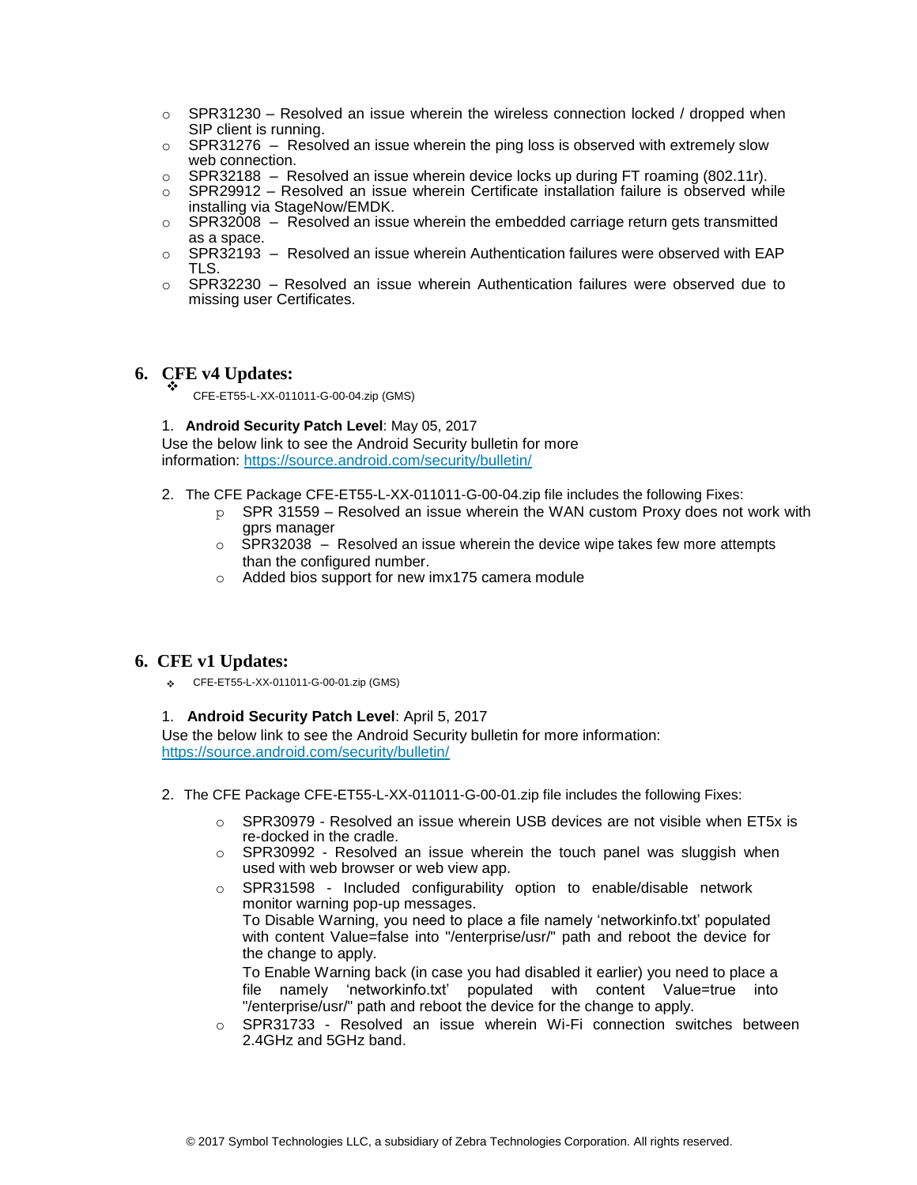- SPR31230 – Resolved an issue wherein the wireless connection locked / dropped when SIP client is running.
- SPR31276 – Resolved an issue wherein the ping loss is observed with extremely slow web connection.
- SPR32188 – Resolved an issue wherein device locks up during FT roaming (802.11r).
- SPR29912 – Resolved an issue wherein Certificate installation failure is observed while installing via StageNow/EMDK.
- SPR32008 – Resolved an issue wherein the embedded carriage return gets transmitted as a space.
- SPR32193 – Resolved an issue wherein Authentication failures were observed with EAP TLS.
- SPR32230 – Resolved an issue wherein Authentication failures were observed due to missing user Certificates.

## 6. CFE v4 Updates:

- CFE-ET55-L-XX-011011-G-00-04.zip (GMS)

1. **Android Security Patch Level**: May 05, 2017

Use the below link to see the Android Security bulletin for more information: https://source.android.com/security/bulletin/

2. The CFE Package CFE-ET55-L-XX-011011-G-00-04.zip file includes the following Fixes:
    - SPR 31559 – Resolved an issue wherein the WAN custom Proxy does not work with gprs manager
    - SPR32038 – Resolved an issue wherein the device wipe takes few more attempts than the configured number.
    - Added bios support for new imx175 camera module

## 6. CFE v1 Updates:

- CFE-ET55-L-XX-011011-G-00-01.zip (GMS)

1. **Android Security Patch Level**: April 5, 2017

Use the below link to see the Android Security bulletin for more information: https://source.android.com/security/bulletin/

2. The CFE Package CFE-ET55-L-XX-011011-G-00-01.zip file includes the following Fixes:
    - SPR30979 - Resolved an issue wherein USB devices are not visible when ET5x is re-docked in the cradle.
    - SPR30992 - Resolved an issue wherein the touch panel was sluggish when used with web browser or web view app.
    - SPR31598 - Included configurability option to enable/disable network monitor warning pop-up messages.
      To Disable Warning, you need to place a file namely 'networkinfo.txt' populated with content Value=false into "/enterprise/usr/" path and reboot the device for the change to apply.
      To Enable Warning back (in case you had disabled it earlier) you need to place a file namely 'networkinfo.txt' populated with content Value=true into "/enterprise/usr/" path and reboot the device for the change to apply.
    - SPR31733 - Resolved an issue wherein Wi-Fi connection switches between 2.4GHz and 5GHz band.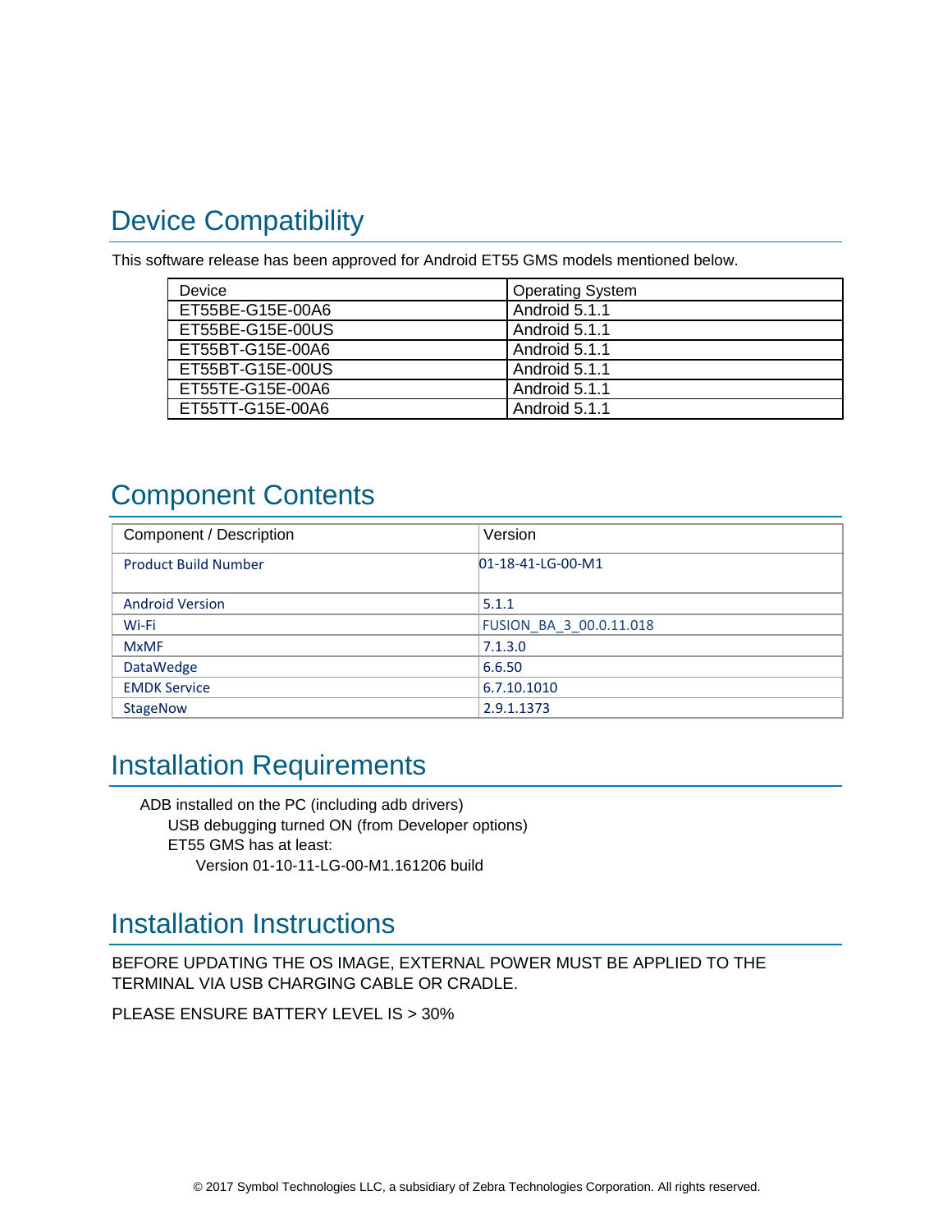## Device Compatibility

This software release has been approved for Android ET55 GMS models mentioned below.

| Device | Operating System |
|---|---|
| ET55BE-G15E-00A6 | Android 5.1.1 |
| ET55BE-G15E-00US | Android 5.1.1 |
| ET55BT-G15E-00A6 | Android 5.1.1 |
| ET55BT-G15E-00US | Android 5.1.1 |
| ET55TE-G15E-00A6 | Android 5.1.1 |
| ET55TT-G15E-00A6 | Android 5.1.1 |

## Component Contents

| Component / Description | Version |
|---|---|
| Product Build Number | 01-18-41-LG-00-M1 |
| Android Version | 5.1.1 |
| Wi-Fi | FUSION_BA_3_00.0.11.018 |
| MxMF | 7.1.3.0 |
| DataWedge | 6.6.50 |
| EMDK Service | 6.7.10.1010 |
| StageNow | 2.9.1.1373 |

## Installation Requirements

ADB installed on the PC (including adb drivers)
- USB debugging turned ON (from Developer options)
- ET55 GMS has at least:
  - Version 01-10-11-LG-00-M1.161206 build

## Installation Instructions

BEFORE UPDATING THE OS IMAGE, EXTERNAL POWER MUST BE APPLIED TO THE TERMINAL VIA USB CHARGING CABLE OR CRADLE.

PLEASE ENSURE BATTERY LEVEL IS > 30%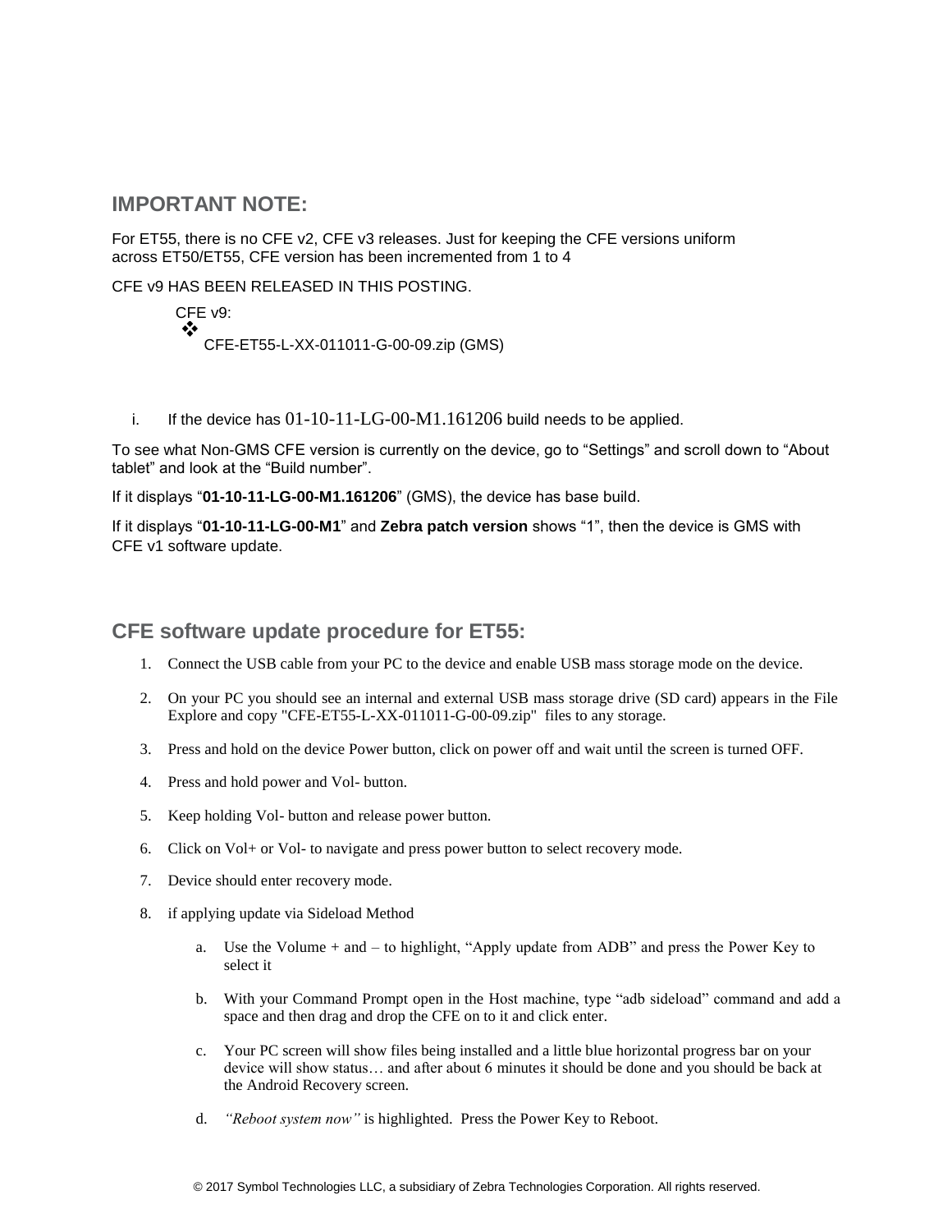## IMPORTANT NOTE:

For ET55, there is no CFE v2, CFE v3 releases. Just for keeping the CFE versions uniform across ET50/ET55, CFE version has been incremented from 1 to 4

CFE v9 HAS BEEN RELEASED IN THIS POSTING.

CFE v9:

- CFE-ET55-L-XX-011011-G-00-09.zip (GMS)

i. If the device has 01-10-11-LG-00-M1.161206 build needs to be applied.

To see what Non-GMS CFE version is currently on the device, go to "Settings" and scroll down to "About tablet" and look at the "Build number".

If it displays "**01-10-11-LG-00-M1.161206**" (GMS), the device has base build.

If it displays "**01-10-11-LG-00-M1**" and **Zebra patch version** shows "1", then the device is GMS with CFE v1 software update.

## CFE software update procedure for ET55:

1. Connect the USB cable from your PC to the device and enable USB mass storage mode on the device.
2. On your PC you should see an internal and external USB mass storage drive (SD card) appears in the File Explore and copy "CFE-ET55-L-XX-011011-G-00-09.zip" files to any storage.
3. Press and hold on the device Power button, click on power off and wait until the screen is turned OFF.
4. Press and hold power and Vol- button.
5. Keep holding Vol- button and release power button.
6. Click on Vol+ or Vol- to navigate and press power button to select recovery mode.
7. Device should enter recovery mode.
8. if applying update via Sideload Method
   a. Use the Volume + and – to highlight, "Apply update from ADB" and press the Power Key to select it
   b. With your Command Prompt open in the Host machine, type "adb sideload" command and add a space and then drag and drop the CFE on to it and click enter.
   c. Your PC screen will show files being installed and a little blue horizontal progress bar on your device will show status… and after about 6 minutes it should be done and you should be back at the Android Recovery screen.
   d. *"Reboot system now"* is highlighted. Press the Power Key to Reboot.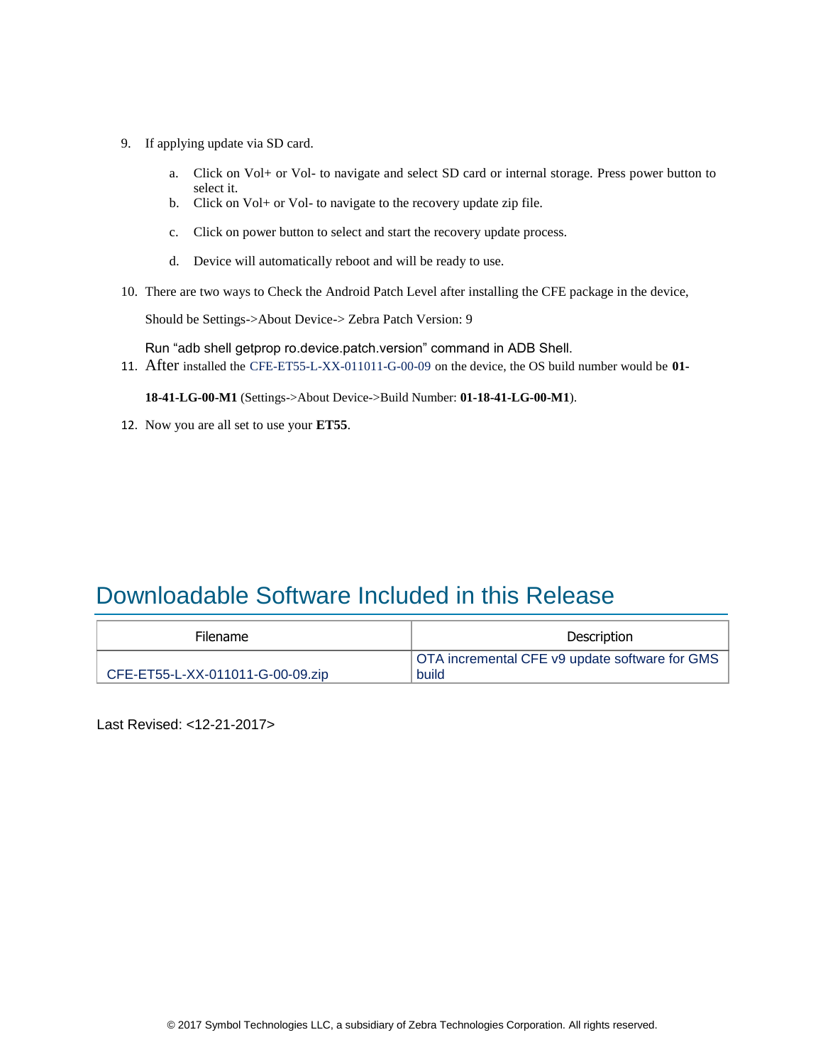9. If applying update via SD card.

    a. Click on Vol+ or Vol- to navigate and select SD card or internal storage. Press power button to select it.
    b. Click on Vol+ or Vol- to navigate to the recovery update zip file.
    c. Click on power button to select and start the recovery update process.
    d. Device will automatically reboot and will be ready to use.

10. There are two ways to Check the Android Patch Level after installing the CFE package in the device,

    Should be Settings->About Device-> Zebra Patch Version: 9

    Run “adb shell getprop ro.device.patch.version” command in ADB Shell.

11. After installed the CFE-ET55-L-XX-011011-G-00-09 on the device, the OS build number would be **01-18-41-LG-00-M1** (Settings->About Device->Build Number: **01-18-41-LG-00-M1**).

12. Now you are all set to use your **ET55**.

## Downloadable Software Included in this Release

| Filename | Description |
| --- | --- |
| CFE-ET55-L-XX-011011-G-00-09.zip | OTA incremental CFE v9 update software for GMS build |

Last Revised: <12-21-2017>

© 2017 Symbol Technologies LLC, a subsidiary of Zebra Technologies Corporation. All rights reserved.